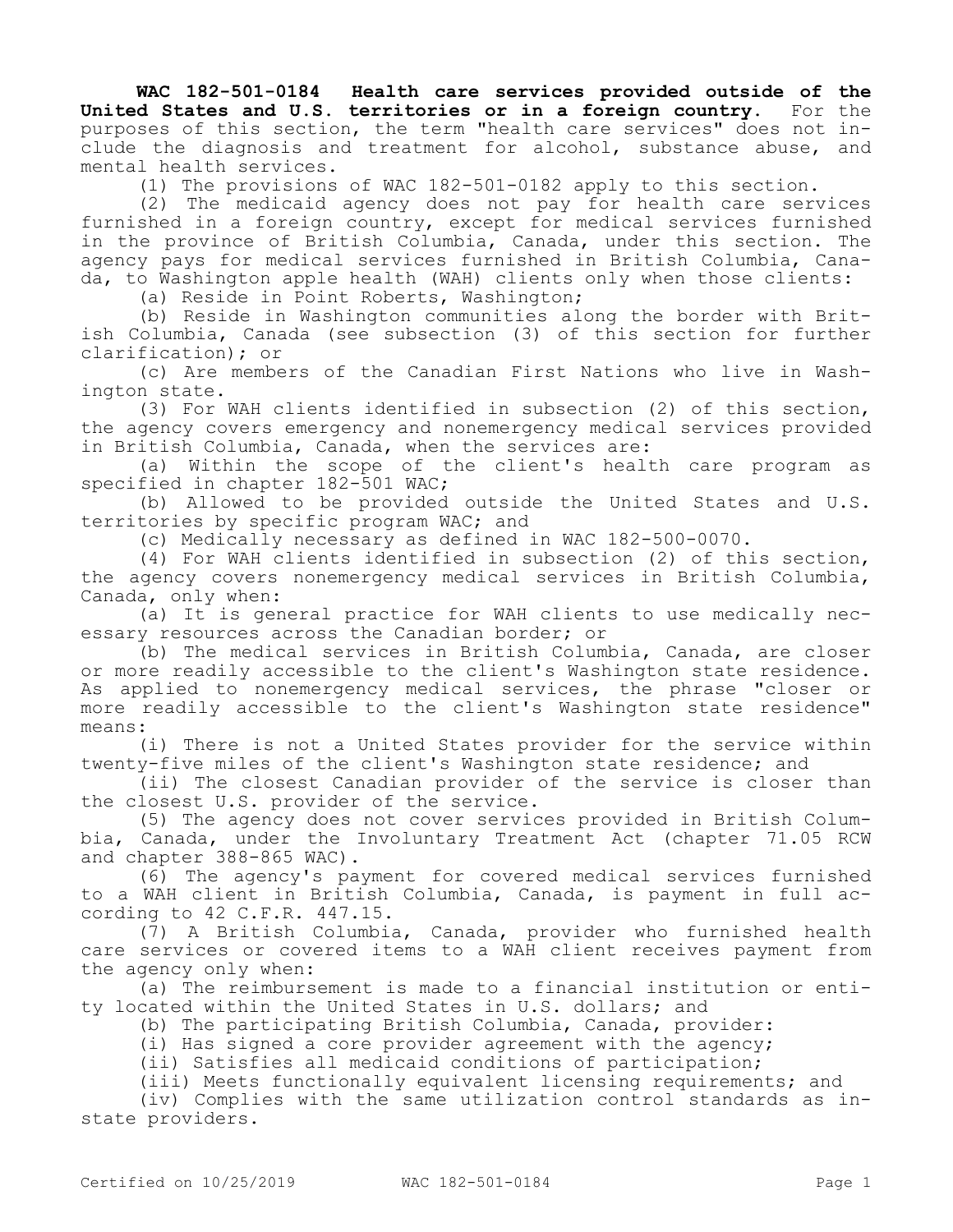**WAC 182-501-0184 Health care services provided outside of the United States and U.S. territories or in a foreign country.** For the purposes of this section, the term "health care services" does not include the diagnosis and treatment for alcohol, substance abuse, and mental health services.

(1) The provisions of WAC 182-501-0182 apply to this section.

(2) The medicaid agency does not pay for health care services furnished in a foreign country, except for medical services furnished in the province of British Columbia, Canada, under this section. The agency pays for medical services furnished in British Columbia, Canada, to Washington apple health (WAH) clients only when those clients:

(a) Reside in Point Roberts, Washington;

(b) Reside in Washington communities along the border with British Columbia, Canada (see subsection (3) of this section for further clarification); or

(c) Are members of the Canadian First Nations who live in Washington state.

(3) For WAH clients identified in subsection (2) of this section, the agency covers emergency and nonemergency medical services provided in British Columbia, Canada, when the services are:

(a) Within the scope of the client's health care program as specified in chapter 182-501 WAC;

(b) Allowed to be provided outside the United States and U.S. territories by specific program WAC; and

(c) Medically necessary as defined in WAC 182-500-0070.

(4) For WAH clients identified in subsection (2) of this section, the agency covers nonemergency medical services in British Columbia, Canada, only when:

(a) It is general practice for WAH clients to use medically necessary resources across the Canadian border; or

(b) The medical services in British Columbia, Canada, are closer or more readily accessible to the client's Washington state residence. As applied to nonemergency medical services, the phrase "closer or more readily accessible to the client's Washington state residence" means:

(i) There is not a United States provider for the service within twenty-five miles of the client's Washington state residence; and

(ii) The closest Canadian provider of the service is closer than the closest U.S. provider of the service.

(5) The agency does not cover services provided in British Columbia, Canada, under the Involuntary Treatment Act (chapter 71.05 RCW and chapter 388-865 WAC).

(6) The agency's payment for covered medical services furnished to a WAH client in British Columbia, Canada, is payment in full according to 42 C.F.R. 447.15.

(7) A British Columbia, Canada, provider who furnished health care services or covered items to a WAH client receives payment from the agency only when:

(a) The reimbursement is made to a financial institution or entity located within the United States in U.S. dollars; and

(b) The participating British Columbia, Canada, provider:

(i) Has signed a core provider agreement with the agency;

(ii) Satisfies all medicaid conditions of participation;

(iii) Meets functionally equivalent licensing requirements; and

(iv) Complies with the same utilization control standards as in-state providers.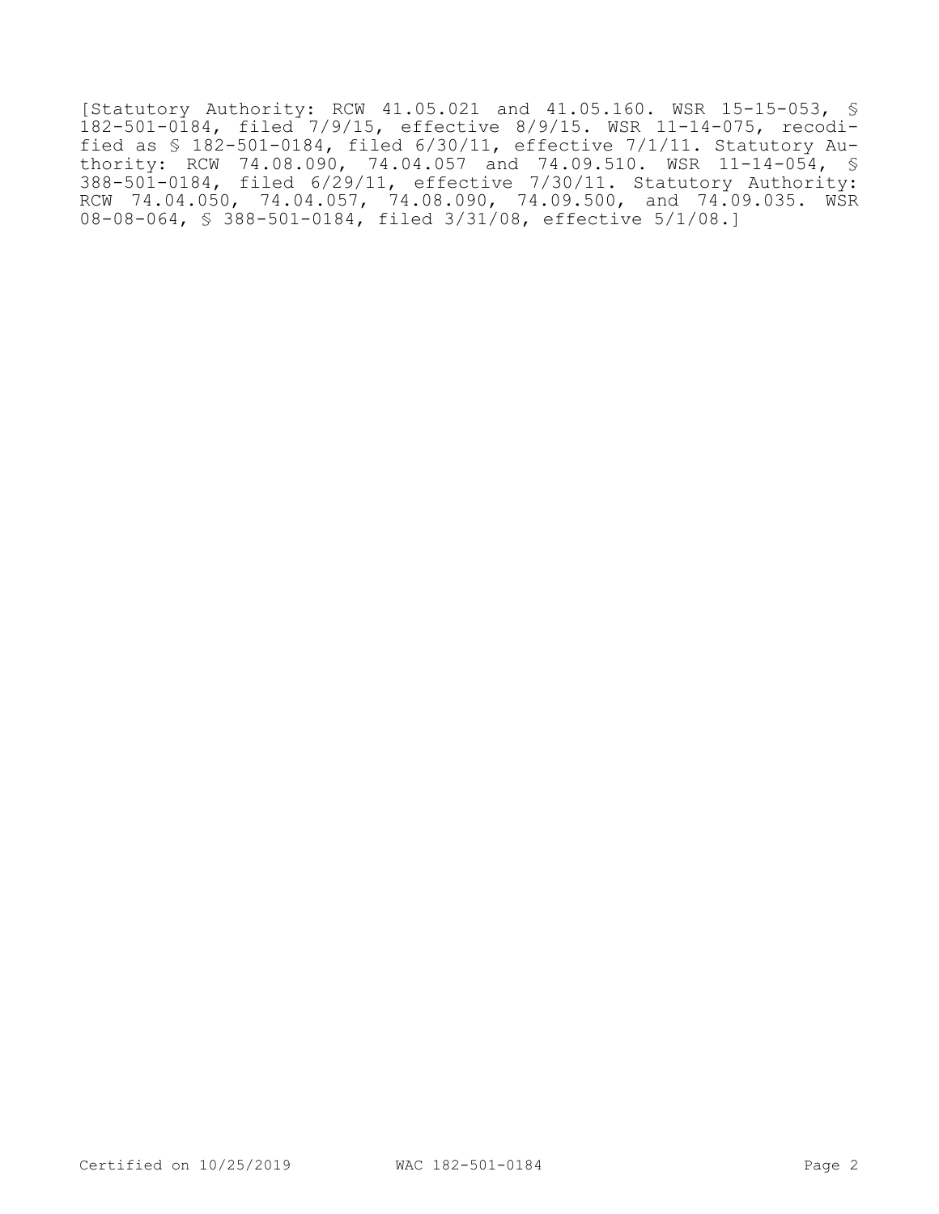[Statutory Authority: RCW 41.05.021 and 41.05.160. WSR 15-15-053, § 182-501-0184, filed 7/9/15, effective 8/9/15. WSR 11-14-075, recodified as § 182-501-0184, filed 6/30/11, effective 7/1/11. Statutory Authority: RCW 74.08.090, 74.04.057 and 74.09.510. WSR 11-14-054, § 388-501-0184, filed 6/29/11, effective 7/30/11. Statutory Authority: RCW 74.04.050, 74.04.057, 74.08.090, 74.09.500, and 74.09.035. WSR 08-08-064, § 388-501-0184, filed 3/31/08, effective 5/1/08.]